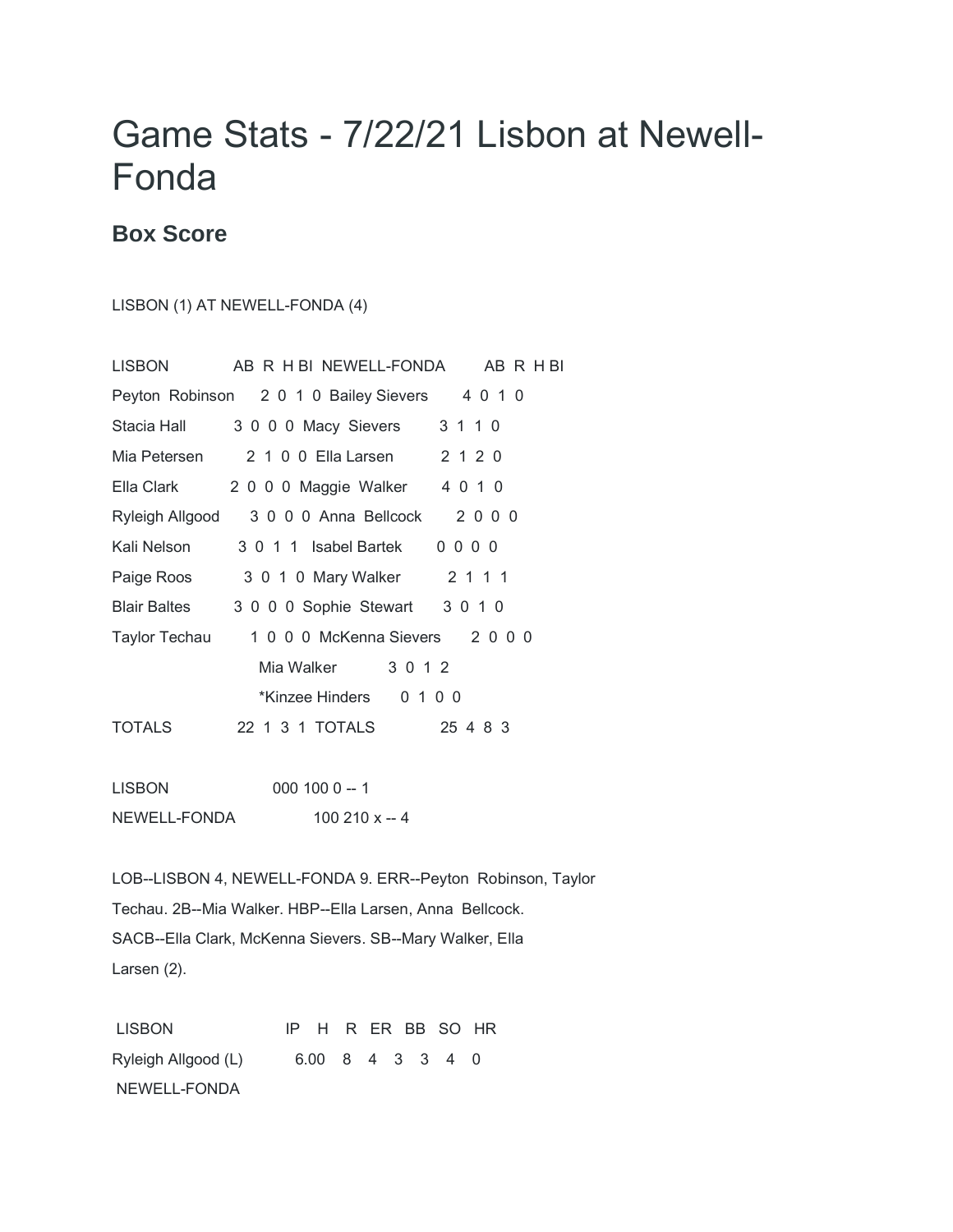# Game Stats - 7/22/21 Lisbon at Newell-Fonda

## Box Score

LISBON (1) AT NEWELL-FONDA (4)

| LISBON | AB | R | H | BI | NEWELL-FONDA | AB | R | H | BI |
|---|---|---|---|---|---|---|---|---|---|
| Peyton Robinson | 2 | 0 | 1 | 0 | Bailey Sievers | 4 | 0 | 1 | 0 |
| Stacia Hall | 3 | 0 | 0 | 0 | Macy Sievers | 3 | 1 | 1 | 0 |
| Mia Petersen | 2 | 1 | 0 | 0 | Ella Larsen | 2 | 1 | 2 | 0 |
| Ella Clark | 2 | 0 | 0 | 0 | Maggie Walker | 4 | 0 | 1 | 0 |
| Ryleigh Allgood | 3 | 0 | 0 | 0 | Anna Bellcock | 2 | 0 | 0 | 0 |
| Kali Nelson | 3 | 0 | 1 | 1 | Isabel Bartek | 0 | 0 | 0 | 0 |
| Paige Roos | 3 | 0 | 1 | 0 | Mary Walker | 2 | 1 | 1 | 1 |
| Blair Baltes | 3 | 0 | 0 | 0 | Sophie Stewart | 3 | 0 | 1 | 0 |
| Taylor Techau | 1 | 0 | 0 | 0 | McKenna Sievers | 2 | 0 | 0 | 0 |
| | | | | | Mia Walker | 3 | 0 | 1 | 2 |
| | | | | | *Kinzee Hinders | 0 | 1 | 0 | 0 |
| TOTALS | 22 | 1 | 3 | 1 | TOTALS | 25 | 4 | 8 | 3 |

LISBON 000 100 0 -- 1

NEWELL-FONDA 100 210 x -- 4

LOB--LISBON 4, NEWELL-FONDA 9. ERR--Peyton Robinson, Taylor Techau. 2B--Mia Walker. HBP--Ella Larsen, Anna Bellcock. SACB--Ella Clark, McKenna Sievers. SB--Mary Walker, Ella Larsen (2).

| LISBON | IP | H | R | ER | BB | SO | HR |
|---|---|---|---|---|---|---|---|
| Ryleigh Allgood (L) | 6.00 | 8 | 4 | 3 | 3 | 4 | 0 |
| NEWELL-FONDA | | | | | | | |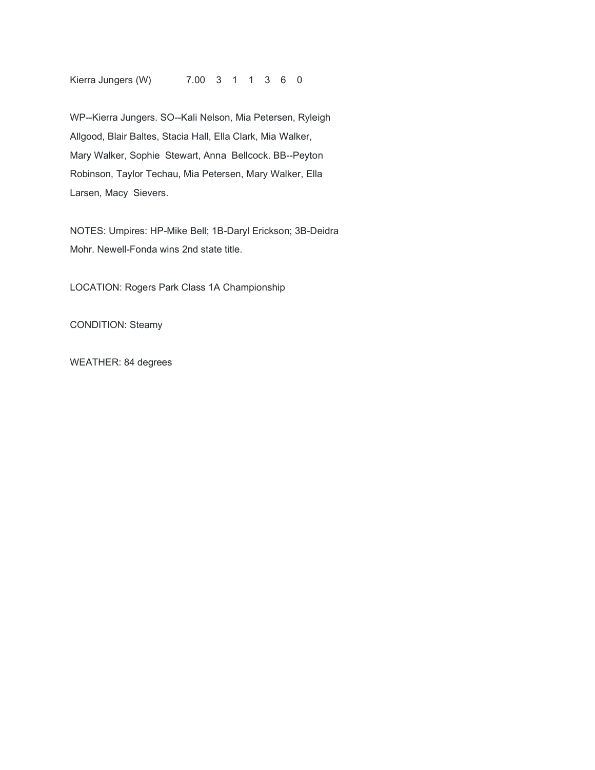| | | | | | | | |
|---|---|---|---|---|---|---|---|
| Kierra Jungers (W) | 7.00 | 3 | 1 | 1 | 3 | 6 | 0 |

WP--Kierra Jungers. SO--Kali Nelson, Mia Petersen, Ryleigh Allgood, Blair Baltes, Stacia Hall, Ella Clark, Mia Walker, Mary Walker, Sophie Stewart, Anna Bellcock. BB--Peyton Robinson, Taylor Techau, Mia Petersen, Mary Walker, Ella Larsen, Macy Sievers.

NOTES: Umpires: HP-Mike Bell; 1B-Daryl Erickson; 3B-Deidra Mohr. Newell-Fonda wins 2nd state title.

LOCATION: Rogers Park Class 1A Championship

CONDITION: Steamy

WEATHER: 84 degrees